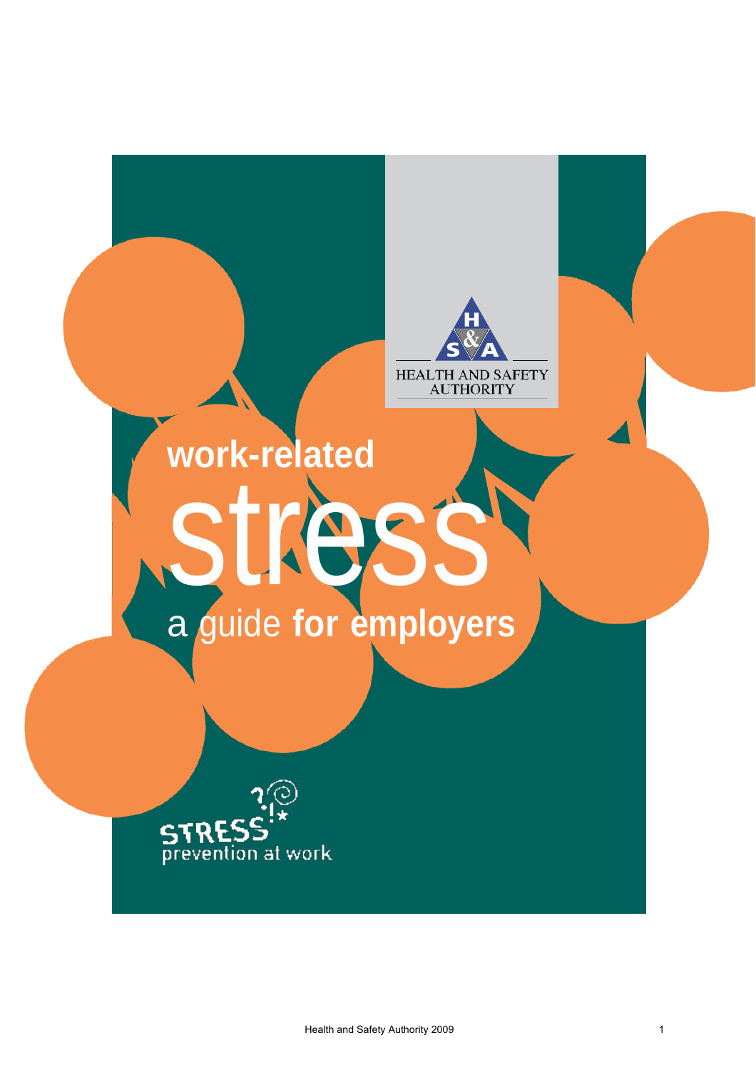HEALTH AND SAFETY AUTHORITY

# work-related stress

## a guide for employers

STRESS prevention at work

Health and Safety Authority 2009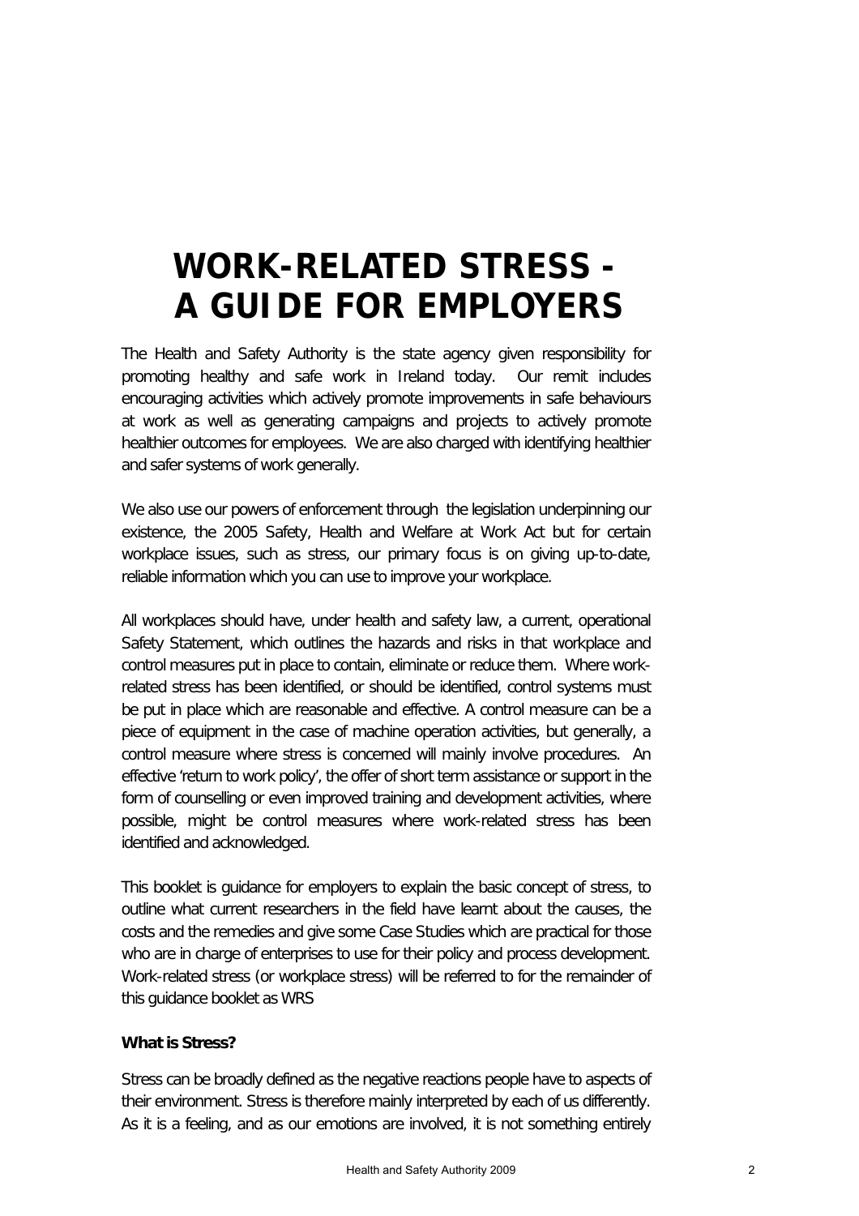# WORK-RELATED STRESS - A GUIDE FOR EMPLOYERS

The Health and Safety Authority is the state agency given responsibility for promoting healthy and safe work in Ireland today. Our remit includes encouraging activities which actively promote improvements in safe behaviours at work as well as generating campaigns and projects to actively promote healthier outcomes for employees. We are also charged with identifying healthier and safer systems of work generally.

We also use our powers of enforcement through the legislation underpinning our existence, the 2005 Safety, Health and Welfare at Work Act but for certain workplace issues, such as stress, our primary focus is on giving up-to-date, reliable information which you can use to improve your workplace.

All workplaces should have, under health and safety law, a current, operational Safety Statement, which outlines the hazards and risks in that workplace and control measures put in place to contain, eliminate or reduce them. Where work-related stress has been identified, or should be identified, control systems must be put in place which are reasonable and effective. A control measure can be a piece of equipment in the case of machine operation activities, but generally, a control measure where stress is concerned will mainly involve procedures. An effective 'return to work policy', the offer of short term assistance or support in the form of counselling or even improved training and development activities, where possible, might be control measures where work-related stress has been identified and acknowledged.

This booklet is guidance for employers to explain the basic concept of stress, to outline what current researchers in the field have learnt about the causes, the costs and the remedies and give some Case Studies which are practical for those who are in charge of enterprises to use for their policy and process development. Work-related stress (or workplace stress) will be referred to for the remainder of this guidance booklet as WRS

**What is Stress?**

Stress can be broadly defined as the negative reactions people have to aspects of their environment. Stress is therefore mainly interpreted by each of us differently. As it is a feeling, and as our emotions are involved, it is not something entirely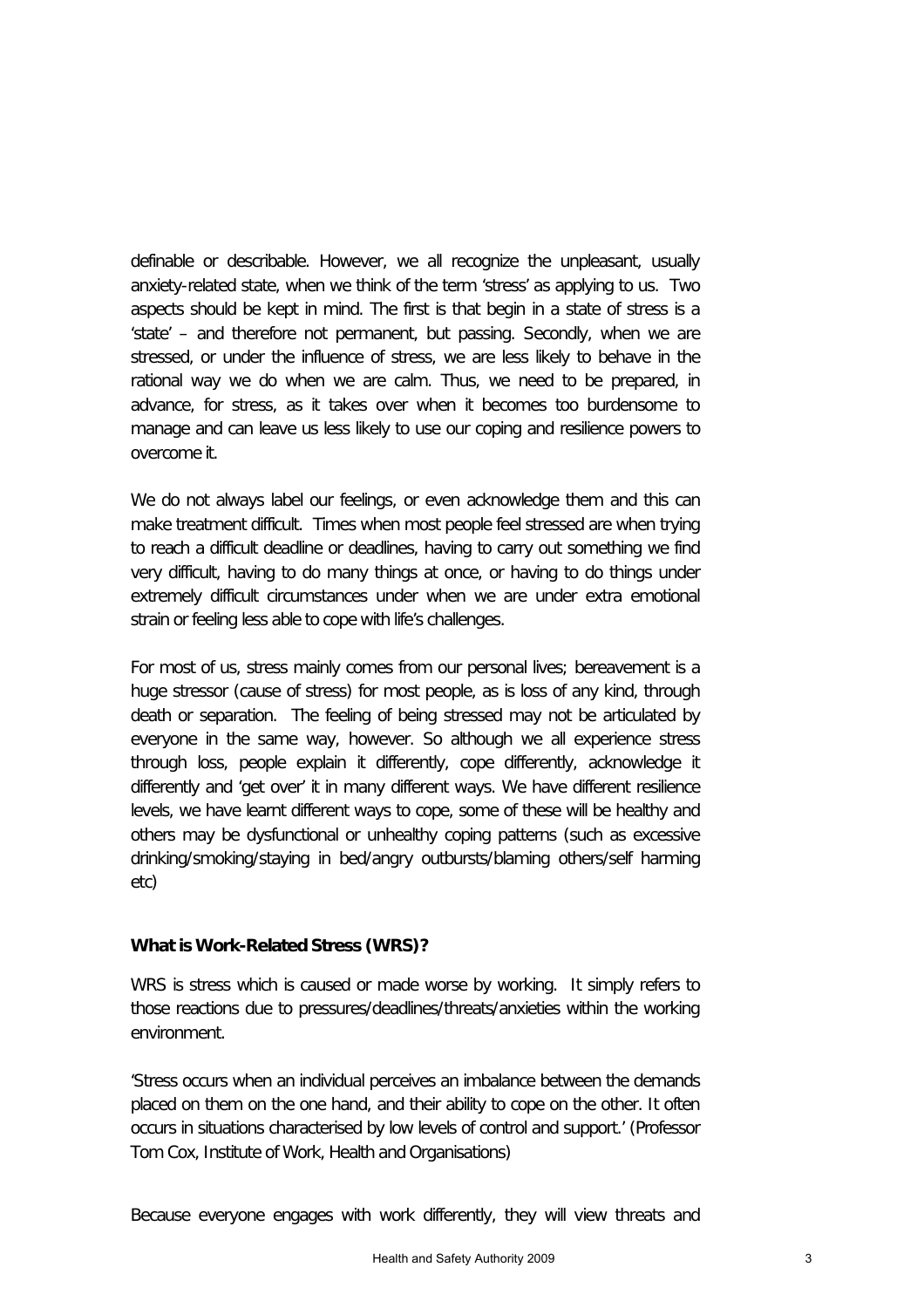definable or describable. However, we all recognize the unpleasant, usually anxiety-related state, when we think of the term 'stress' as applying to us. Two aspects should be kept in mind. The first is that begin in a state of stress is a 'state' – and therefore not permanent, but passing. Secondly, when we are stressed, or under the influence of stress, we are less likely to behave in the rational way we do when we are calm. Thus, we need to be prepared, in advance, for stress, as it takes over when it becomes too burdensome to manage and can leave us less likely to use our coping and resilience powers to overcome it.

We do not always label our feelings, or even acknowledge them and this can make treatment difficult. Times when most people feel stressed are when trying to reach a difficult deadline or deadlines, having to carry out something we find very difficult, having to do many things at once, or having to do things under extremely difficult circumstances under when we are under extra emotional strain or feeling less able to cope with life's challenges.

For most of us, stress mainly comes from our personal lives; bereavement is a huge stressor (cause of stress) for most people, as is loss of any kind, through death or separation. The feeling of being stressed may not be articulated by everyone in the same way, however. So although we all experience stress through loss, people explain it differently, cope differently, acknowledge it differently and 'get over' it in many different ways. We have different resilience levels, we have learnt different ways to cope, some of these will be healthy and others may be dysfunctional or unhealthy coping patterns (such as excessive drinking/smoking/staying in bed/angry outbursts/blaming others/self harming etc)

**What is Work-Related Stress (WRS)?**

WRS is stress which is caused or made worse by working. It simply refers to those reactions due to pressures/deadlines/threats/anxieties within the working environment.

'Stress occurs when an individual perceives an imbalance between the demands placed on them on the one hand, and their ability to cope on the other. It often occurs in situations characterised by low levels of control and support.' (Professor Tom Cox, Institute of Work, Health and Organisations)

Because everyone engages with work differently, they will view threats and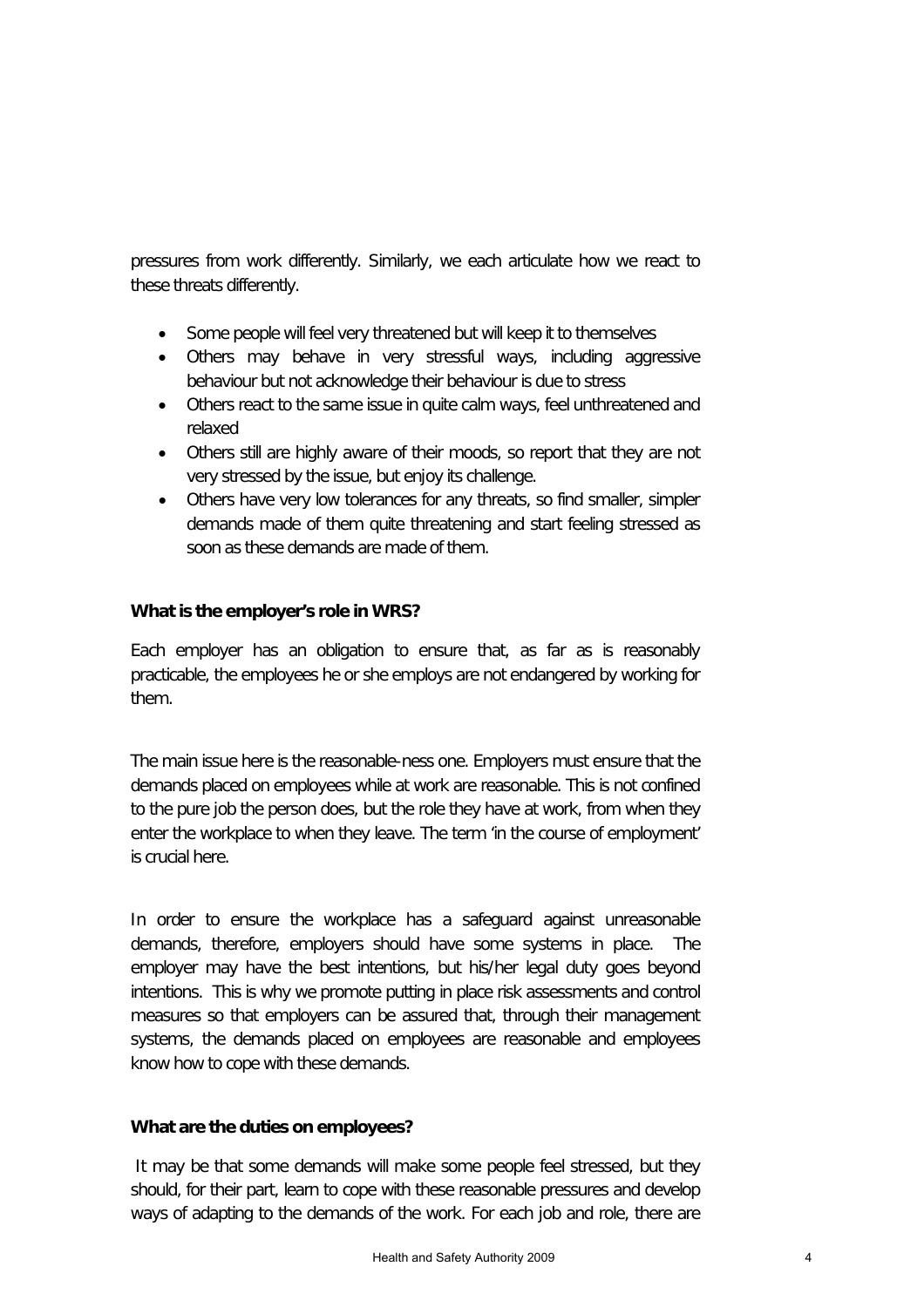pressures from work differently. Similarly, we each articulate how we react to these threats differently.

- Some people will feel very threatened but will keep it to themselves
- Others may behave in very stressful ways, including aggressive behaviour but not acknowledge their behaviour is due to stress
- Others react to the same issue in quite calm ways, feel unthreatened and relaxed
- Others still are highly aware of their moods, so report that they are not very stressed by the issue, but enjoy its challenge.
- Others have very low tolerances for any threats, so find smaller, simpler demands made of them quite threatening and start feeling stressed as soon as these demands are made of them.

**What is the employer's role in WRS?**

Each employer has an obligation to ensure that, as far as is reasonably practicable, the employees he or she employs are not endangered by working for them.

The main issue here is the reasonable-ness one. Employers must ensure that the demands placed on employees while at work are reasonable. This is not confined to the pure job the person does, but the role they have at work, from when they enter the workplace to when they leave. The term 'in the course of employment' is crucial here.

In order to ensure the workplace has a safeguard against unreasonable demands, therefore, employers should have some systems in place. The employer may have the best intentions, but his/her legal duty goes beyond intentions. This is why we promote putting in place risk assessments and control measures so that employers can be assured that, through their management systems, the demands placed on employees are reasonable and employees know how to cope with these demands.

**What are the duties on employees?**

It may be that some demands will make some people feel stressed, but they should, for their part, learn to cope with these reasonable pressures and develop ways of adapting to the demands of the work. For each job and role, there are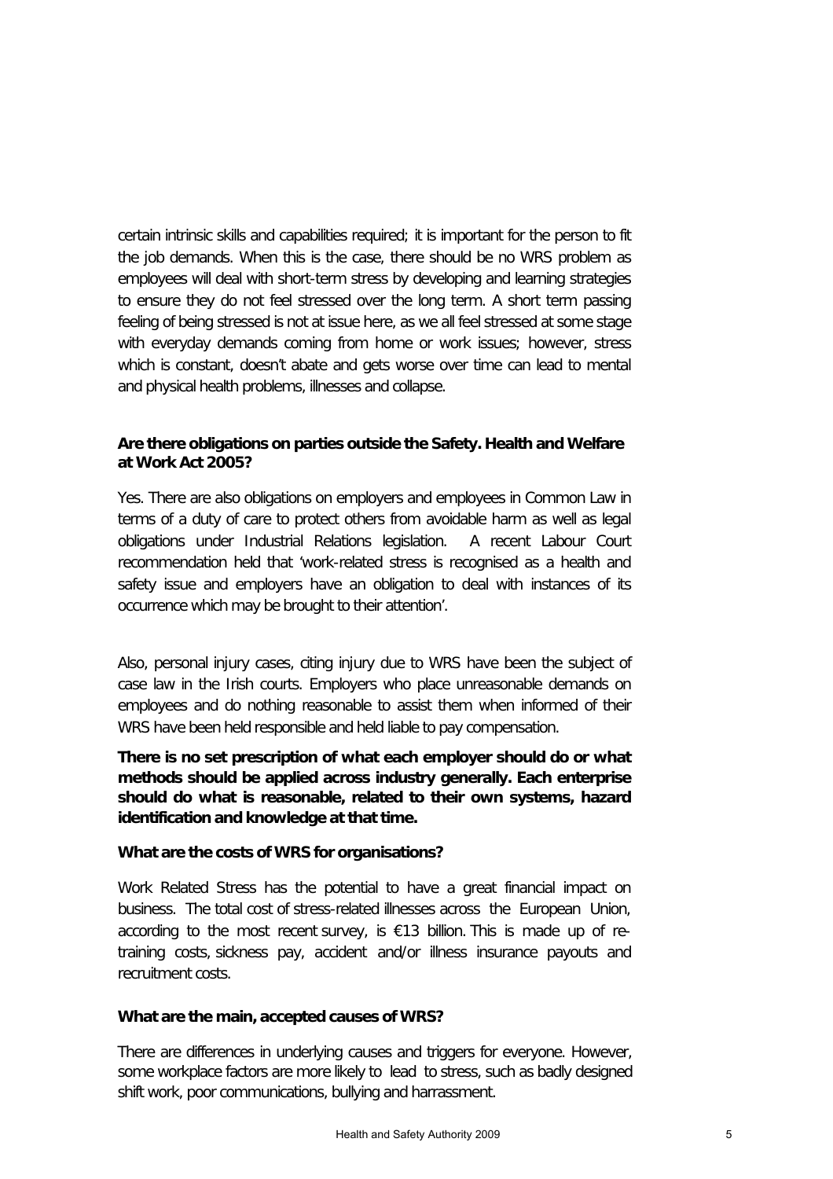certain intrinsic skills and capabilities required; it is important for the person to fit the job demands. When this is the case, there should be no WRS problem as employees will deal with short-term stress by developing and learning strategies to ensure they do not feel stressed over the long term. A short term passing feeling of being stressed is not at issue here, as we all feel stressed at some stage with everyday demands coming from home or work issues; however, stress which is constant, doesn't abate and gets worse over time can lead to mental and physical health problems, illnesses and collapse.

**Are there obligations on parties outside the Safety. Health and Welfare at Work Act 2005?**

Yes. There are also obligations on employers and employees in Common Law in terms of a duty of care to protect others from avoidable harm as well as legal obligations under Industrial Relations legislation. A recent Labour Court recommendation held that 'work-related stress is recognised as a health and safety issue and employers have an obligation to deal with instances of its occurrence which may be brought to their attention'.

Also, personal injury cases, citing injury due to WRS have been the subject of case law in the Irish courts. Employers who place unreasonable demands on employees and do nothing reasonable to assist them when informed of their WRS have been held responsible and held liable to pay compensation.

**There is no set prescription of what each employer should do or what methods should be applied across industry generally. Each enterprise should do what is reasonable, related to their own systems, hazard identification and knowledge at that time.**

**What are the costs of WRS for organisations?**

Work Related Stress has the potential to have a great financial impact on business. The total cost of stress-related illnesses across the European Union, according to the most recent survey, is €13 billion. This is made up of re-training costs, sickness pay, accident and/or illness insurance payouts and recruitment costs.

**What are the main, accepted causes of WRS?**

There are differences in underlying causes and triggers for everyone. However, some workplace factors are more likely to lead to stress, such as badly designed shift work, poor communications, bullying and harrassment.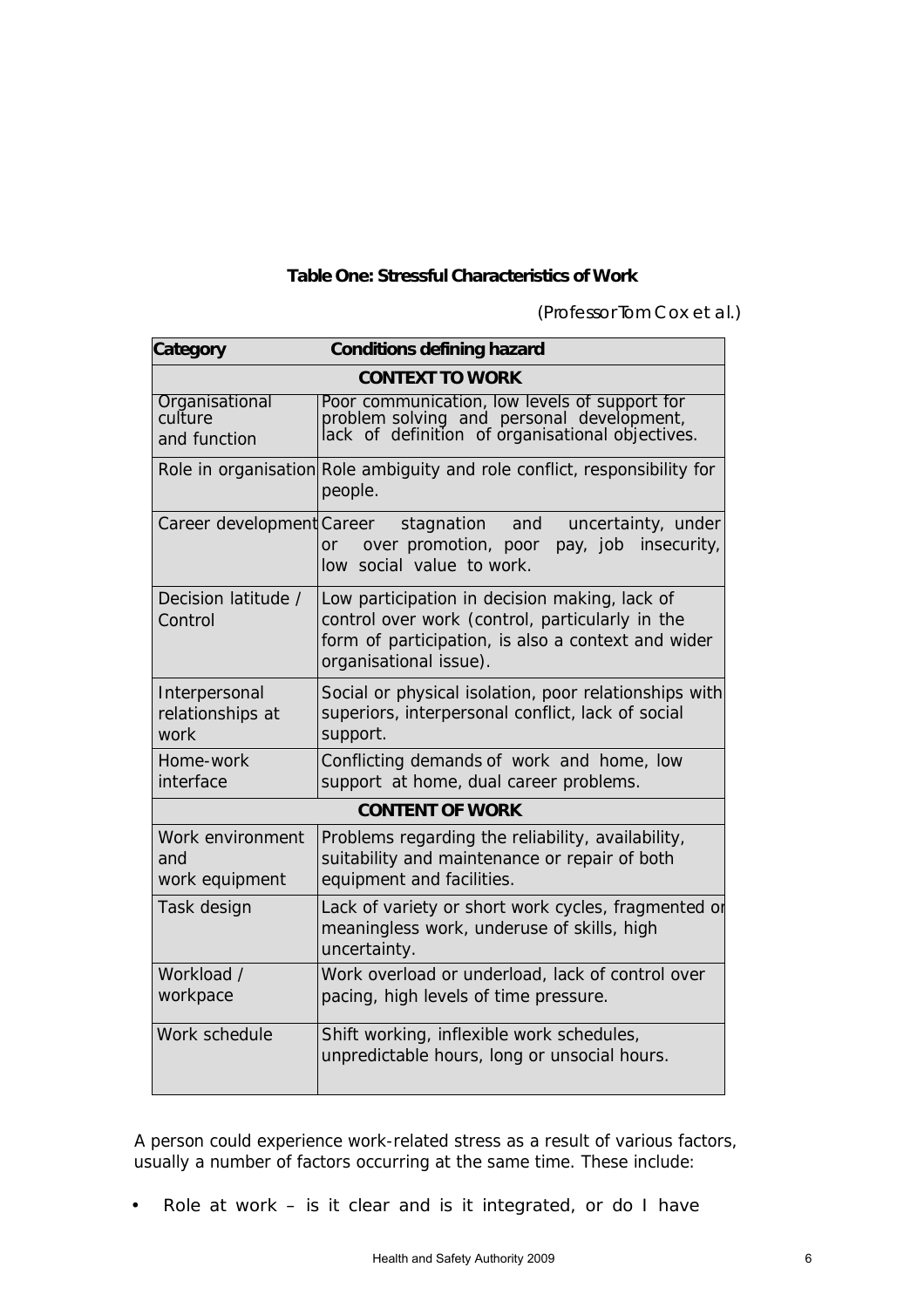**Table One: Stressful Characteristics of Work**

*(Professor Tom Cox et al.)*

| Category | Conditions defining hazard |
|---|---|
| **CONTEXT TO WORK** | |
| Organisational culture and function | Poor communication, low levels of support for problem solving and personal development, lack of definition of organisational objectives. |
| Role in organisation | Role ambiguity and role conflict, responsibility for people. |
| Career development | Career stagnation and uncertainty, under or over promotion, poor pay, job insecurity, low social value to work. |
| Decision latitude / Control | Low participation in decision making, lack of control over work (control, particularly in the form of participation, is also a context and wider organisational issue). |
| Interpersonal relationships at work | Social or physical isolation, poor relationships with superiors, interpersonal conflict, lack of social support. |
| Home-work interface | Conflicting demands of work and home, low support at home, dual career problems. |
| **CONTENT OF WORK** | |
| Work environment and work equipment | Problems regarding the reliability, availability, suitability and maintenance or repair of both equipment and facilities. |
| Task design | Lack of variety or short work cycles, fragmented or meaningless work, underuse of skills, high uncertainty. |
| Workload / workpace | Work overload or underload, lack of control over pacing, high levels of time pressure. |
| Work schedule | Shift working, inflexible work schedules, unpredictable hours, long or unsocial hours. |

A person could experience work-related stress as a result of various factors, usually a number of factors occurring at the same time. These include:

- Role at work – is it clear and is it integrated, or do I have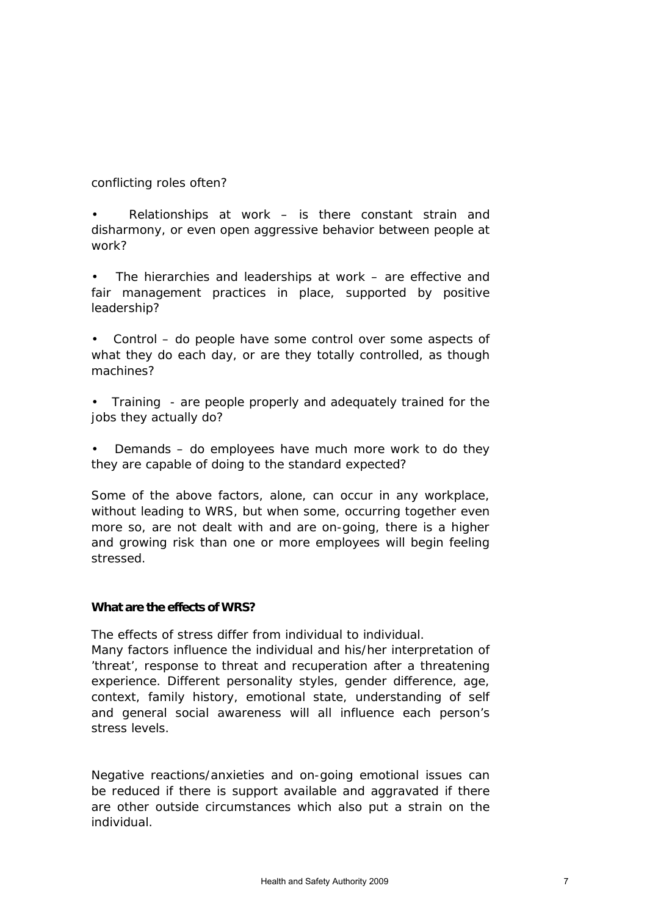conflicting roles often?

- Relationships at work – is there constant strain and disharmony, or even open aggressive behavior between people at work?
- The hierarchies and leaderships at work – are effective and fair management practices in place, supported by positive leadership?
- Control – do people have some control over some aspects of what they do each day, or are they totally controlled, as though machines?
- Training - are people properly and adequately trained for the jobs they actually do?
- Demands – do employees have much more work to do they they are capable of doing to the standard expected?

Some of the above factors, alone, can occur in any workplace, without leading to WRS, but when some, occurring together even more so, are not dealt with and are on-going, there is a higher and growing risk than one or more employees will begin feeling stressed.

**What are the effects of WRS?**

The effects of stress differ from individual to individual.
Many factors influence the individual and his/her interpretation of 'threat', response to threat and recuperation after a threatening experience. Different personality styles, gender difference, age, context, family history, emotional state, understanding of self and general social awareness will all influence each person's stress levels.

Negative reactions/anxieties and on-going emotional issues can be reduced if there is support available and aggravated if there are other outside circumstances which also put a strain on the individual.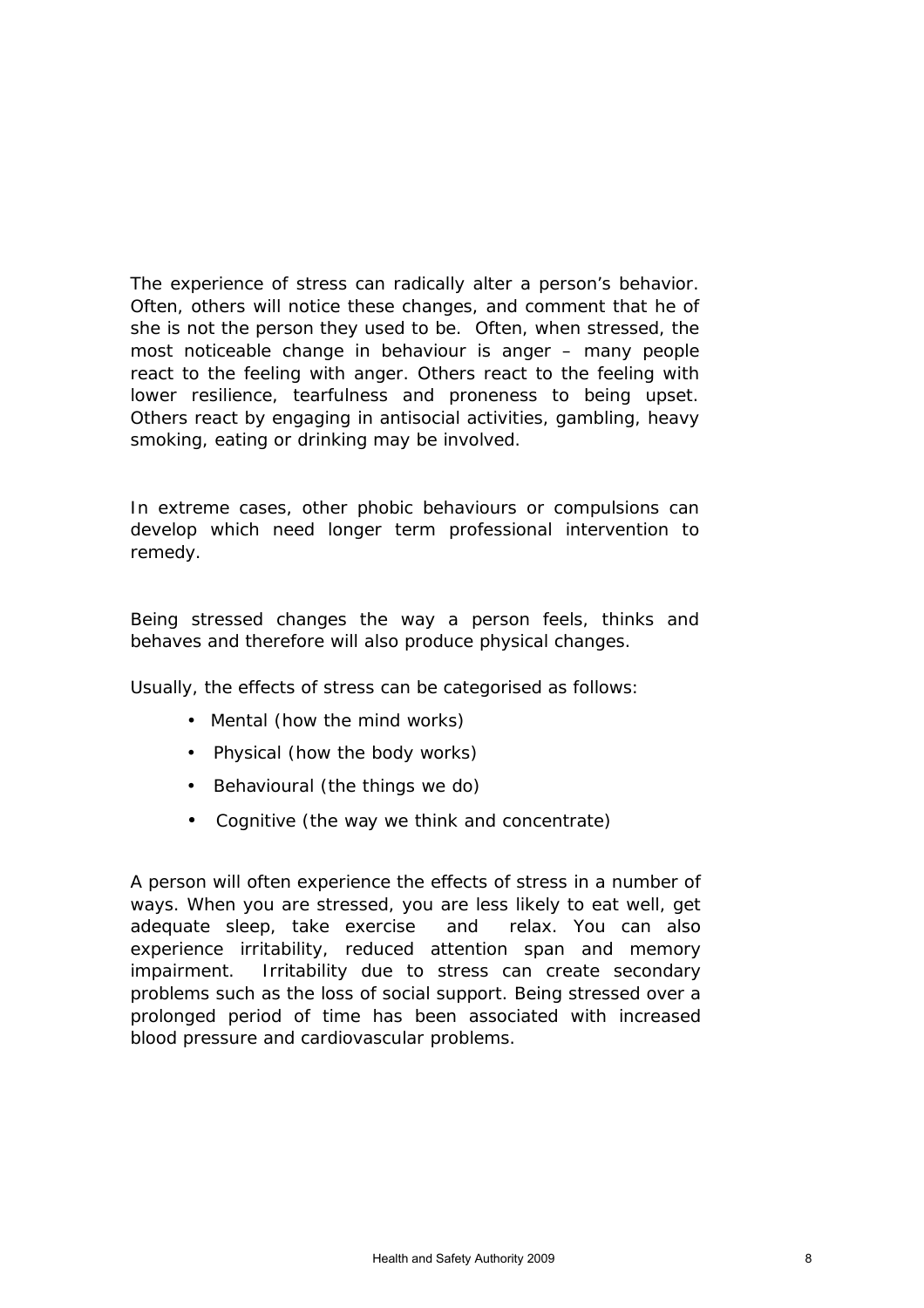The experience of stress can radically alter a person's behavior. Often, others will notice these changes, and comment that he of she is not the person they used to be. Often, when stressed, the most noticeable change in behaviour is anger – many people react to the feeling with anger. Others react to the feeling with lower resilience, tearfulness and proneness to being upset. Others react by engaging in antisocial activities, gambling, heavy smoking, eating or drinking may be involved.

In extreme cases, other phobic behaviours or compulsions can develop which need longer term professional intervention to remedy.

Being stressed changes the way a person feels, thinks and behaves and therefore will also produce physical changes.

Usually, the effects of stress can be categorised as follows:

- Mental (how the mind works)
- Physical (how the body works)
- Behavioural (the things we do)
- Cognitive (the way we think and concentrate)

A person will often experience the effects of stress in a number of ways. When you are stressed, you are less likely to eat well, get adequate sleep, take exercise and relax. You can also experience irritability, reduced attention span and memory impairment. Irritability due to stress can create secondary problems such as the loss of social support. Being stressed over a prolonged period of time has been associated with increased blood pressure and cardiovascular problems.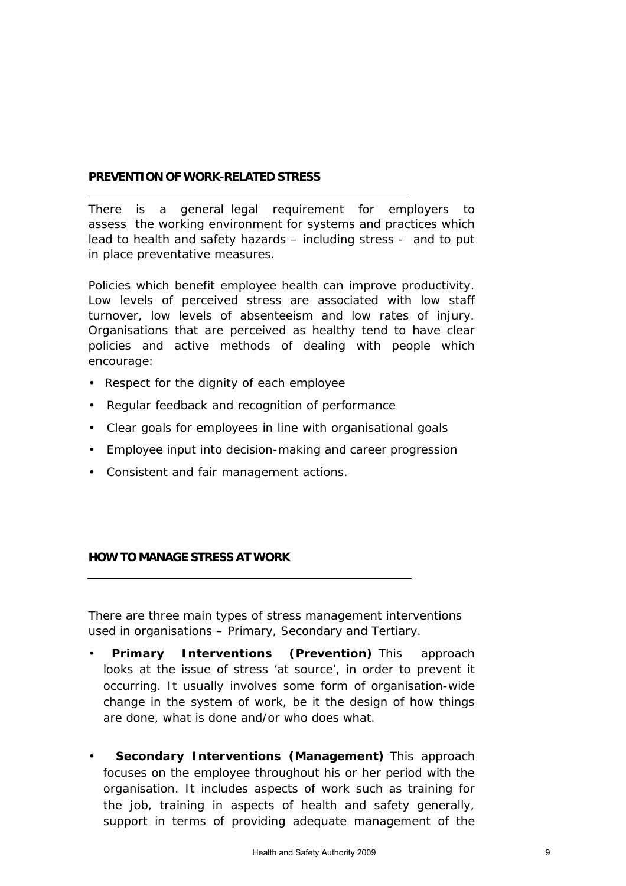## PREVENTION OF WORK-RELATED STRESS

There is a general legal requirement for employers to assess the working environment for systems and practices which lead to health and safety hazards – including stress - and to put in place preventative measures.

Policies which benefit employee health can improve productivity. Low levels of perceived stress are associated with low staff turnover, low levels of absenteeism and low rates of injury. Organisations that are perceived as healthy tend to have clear policies and active methods of dealing with people which encourage:

- Respect for the dignity of each employee
- Regular feedback and recognition of performance
- Clear goals for employees in line with organisational goals
- Employee input into decision-making and career progression
- Consistent and fair management actions.

## HOW TO MANAGE STRESS AT WORK

There are three main types of stress management interventions used in organisations – Primary, Secondary and Tertiary.

- **Primary Interventions (Prevention)** This approach looks at the issue of stress 'at source', in order to prevent it occurring. It usually involves some form of organisation-wide change in the system of work, be it the design of how things are done, what is done and/or who does what.

- **Secondary Interventions (Management)** This approach focuses on the employee throughout his or her period with the organisation. It includes aspects of work such as training for the job, training in aspects of health and safety generally, support in terms of providing adequate management of the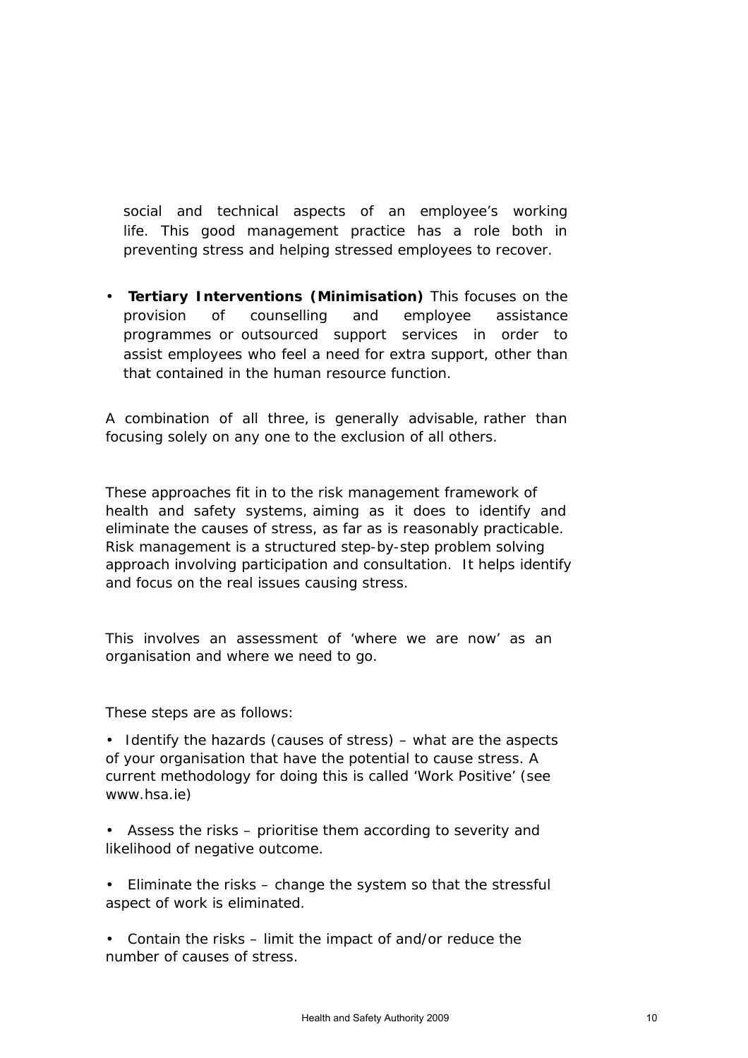social and technical aspects of an employee's working life. This good management practice has a role both in preventing stress and helping stressed employees to recover.

- **Tertiary Interventions (Minimisation)** This focuses on the provision of counselling and employee assistance programmes or outsourced support services in order to assist employees who feel a need for extra support, other than that contained in the human resource function.

A combination of all three, is generally advisable, rather than focusing solely on any one to the exclusion of all others.

These approaches fit in to the risk management framework of health and safety systems, aiming as it does to identify and eliminate the causes of stress, as far as is reasonably practicable. Risk management is a structured step-by-step problem solving approach involving participation and consultation. It helps identify and focus on the real issues causing stress.

This involves an assessment of 'where we are now' as an organisation and where we need to go.

These steps are as follows:

- Identify the hazards (causes of stress) – what are the aspects of your organisation that have the potential to cause stress. A current methodology for doing this is called 'Work Positive' (see www.hsa.ie)

- Assess the risks – prioritise them according to severity and likelihood of negative outcome.

- Eliminate the risks – change the system so that the stressful aspect of work is eliminated.

- Contain the risks – limit the impact of and/or reduce the number of causes of stress.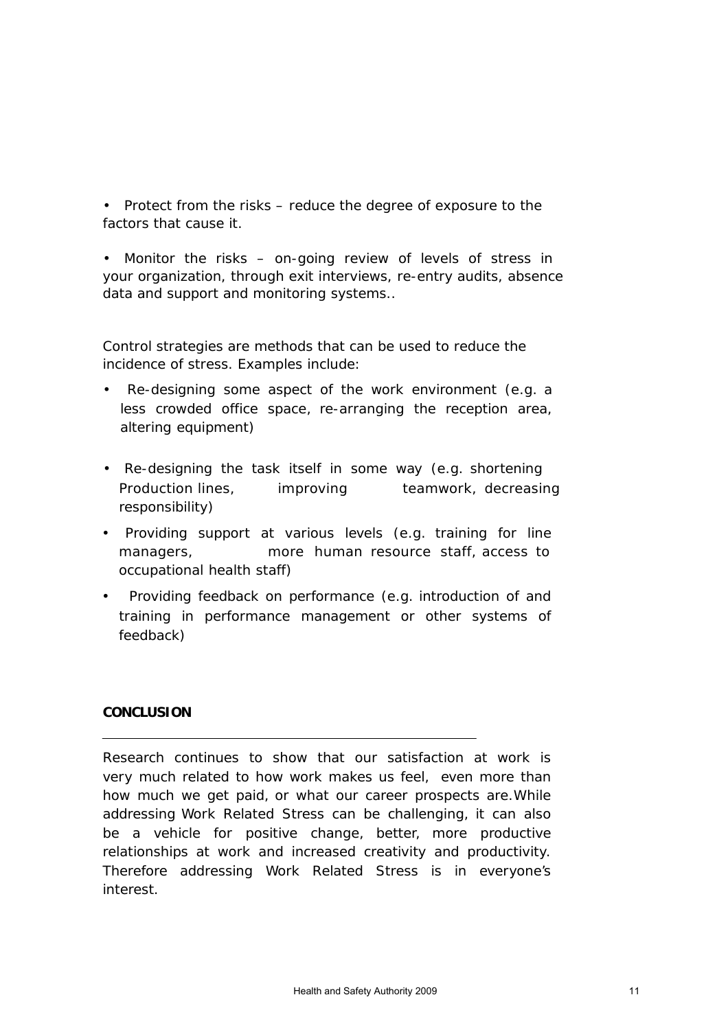- Protect from the risks – reduce the degree of exposure to the factors that cause it.

- Monitor the risks – on-going review of levels of stress in your organization, through exit interviews, re-entry audits, absence data and support and monitoring systems..

Control strategies are methods that can be used to reduce the incidence of stress. Examples include:

- Re-designing some aspect of the work environment (e.g. a less crowded office space, re-arranging the reception area, altering equipment)

- Re-designing the task itself in some way (e.g. shortening Production lines, improving teamwork, decreasing responsibility)

- Providing support at various levels (e.g. training for line managers, more human resource staff, access to occupational health staff)

- Providing feedback on performance (e.g. introduction of and training in performance management or other systems of feedback)

**CONCLUSION**

---

Research continues to show that our satisfaction at work is very much related to how work makes us feel, even more than how much we get paid, or what our career prospects are.While addressing Work Related Stress can be challenging, it can also be a vehicle for positive change, better, more productive relationships at work and increased creativity and productivity. Therefore addressing Work Related Stress is in everyone's interest.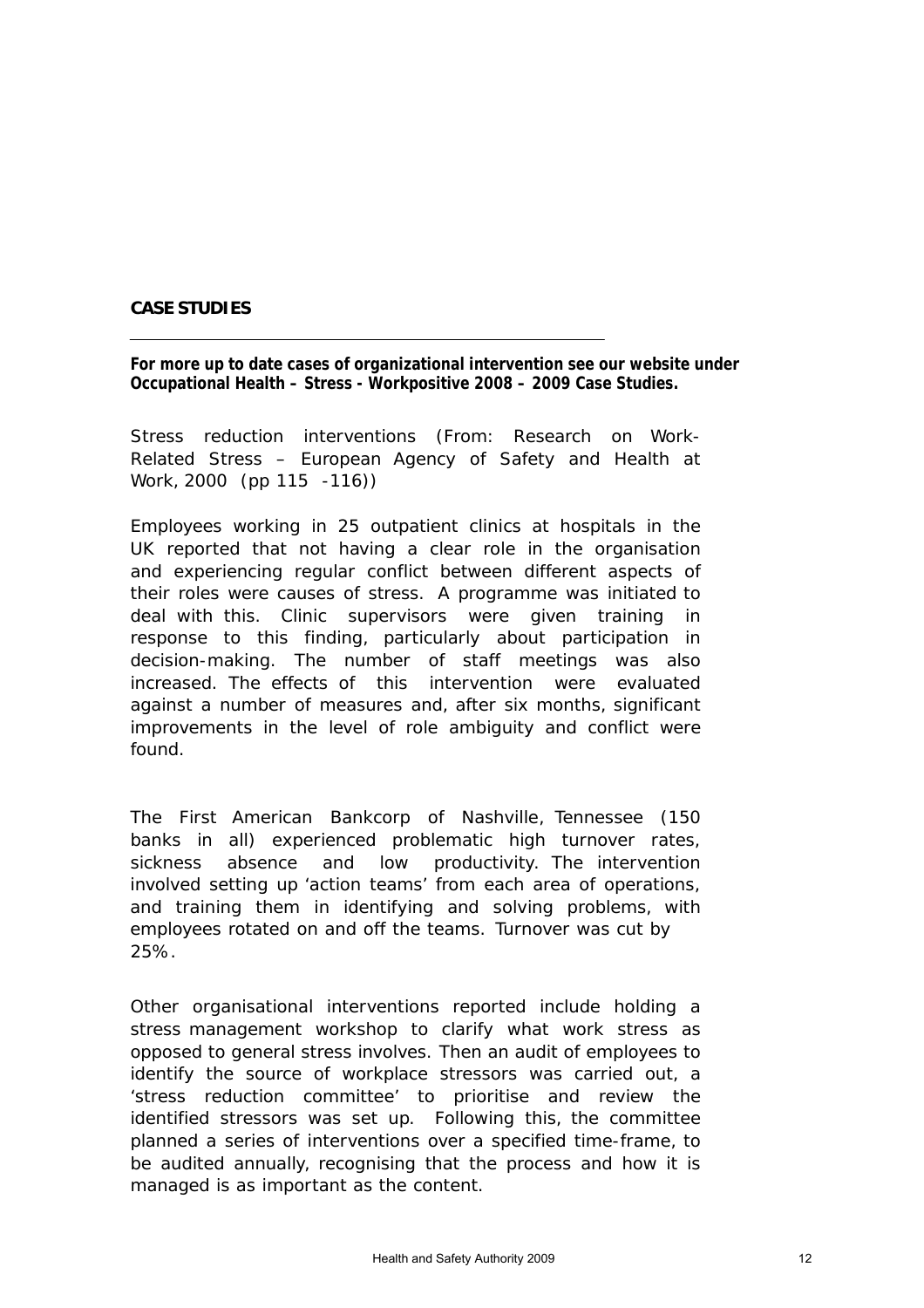## CASE STUDIES

**For more up to date cases of organizational intervention see our website under Occupational Health – Stress - Workpositive 2008 – 2009 Case Studies.**

Stress reduction interventions (From: Research on Work-Related Stress – European Agency of Safety and Health at Work, 2000 (pp 115 -116))

Employees working in 25 outpatient clinics at hospitals in the UK reported that not having a clear role in the organisation and experiencing regular conflict between different aspects of their roles were causes of stress. A programme was initiated to deal with this. Clinic supervisors were given training in response to this finding, particularly about participation in decision-making. The number of staff meetings was also increased. The effects of this intervention were evaluated against a number of measures and, after six months, significant improvements in the level of role ambiguity and conflict were found.

The First American Bankcorp of Nashville, Tennessee (150 banks in all) experienced problematic high turnover rates, sickness absence and low productivity. The intervention involved setting up 'action teams' from each area of operations, and training them in identifying and solving problems, with employees rotated on and off the teams. Turnover was cut by 25%.

Other organisational interventions reported include holding a stress management workshop to clarify what work stress as opposed to general stress involves. Then an audit of employees to identify the source of workplace stressors was carried out, a 'stress reduction committee' to prioritise and review the identified stressors was set up. Following this, the committee planned a series of interventions over a specified time-frame, to be audited annually, recognising that the process and how it is managed is as important as the content.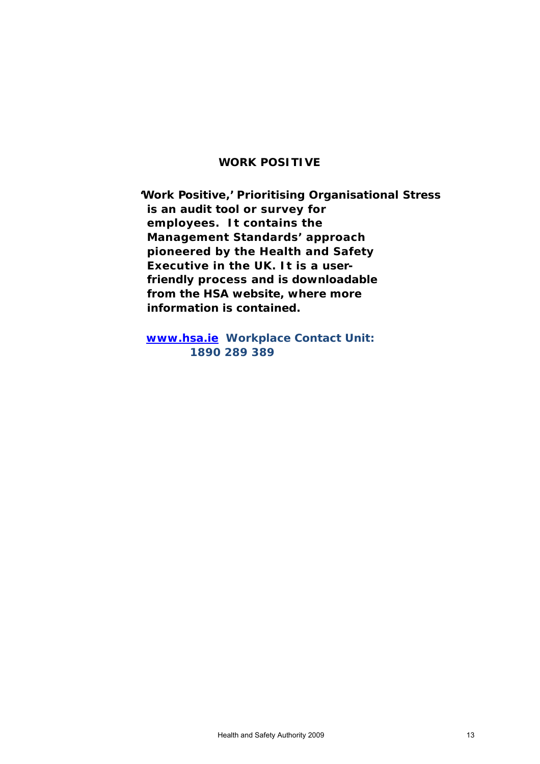## WORK POSITIVE

**'Work Positive,' Prioritising Organisational Stress is an audit tool or survey for employees. It contains the Management Standards' approach pioneered by the Health and Safety Executive in the UK. It is a user-friendly process and is downloadable from the HSA website, where more information is contained.**

**www.hsa.ie Workplace Contact Unit: 1890 289 389**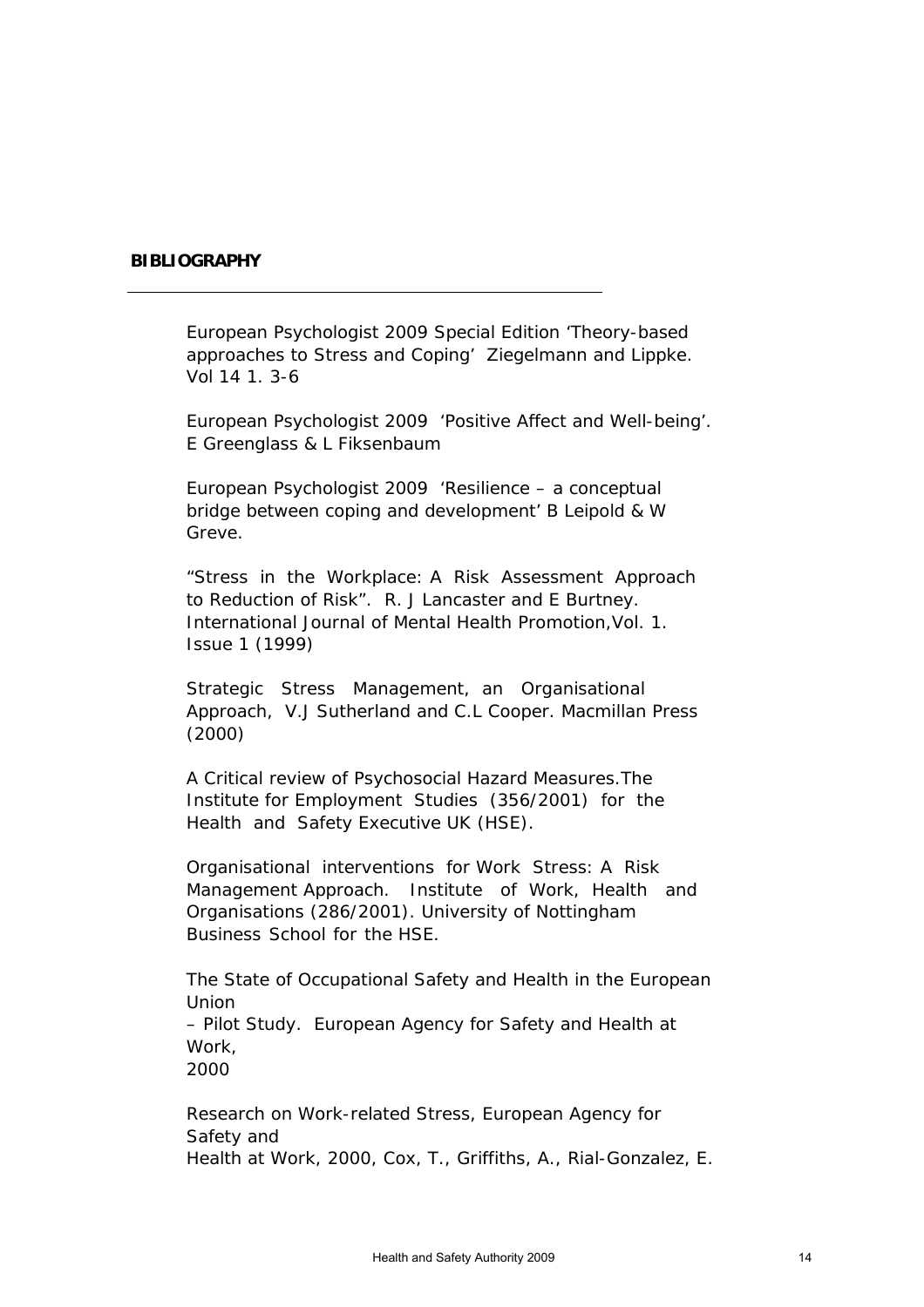**BIBLIOGRAPHY**

European Psychologist 2009 Special Edition 'Theory-based approaches to Stress and Coping' Ziegelmann and Lippke. Vol 14 1. 3-6

European Psychologist 2009 'Positive Affect and Well-being'. E Greenglass & L Fiksenbaum

European Psychologist 2009 'Resilience – a conceptual bridge between coping and development' B Leipold & W Greve.

"Stress in the Workplace: A Risk Assessment Approach to Reduction of Risk". R. J Lancaster and E Burtney. International Journal of Mental Health Promotion,Vol. 1. Issue 1 (1999)

Strategic Stress Management, an Organisational Approach, V.J Sutherland and C.L Cooper. Macmillan Press (2000)

A Critical review of Psychosocial Hazard Measures.The Institute for Employment Studies (356/2001) for the Health and Safety Executive UK (HSE).

Organisational interventions for Work Stress: A Risk Management Approach. Institute of Work, Health and Organisations (286/2001). University of Nottingham Business School for the HSE.

The State of Occupational Safety and Health in the European Union
– Pilot Study. European Agency for Safety and Health at Work,
2000

Research on Work-related Stress, European Agency for Safety and
Health at Work, 2000, Cox, T., Griffiths, A., Rial-Gonzalez, E.